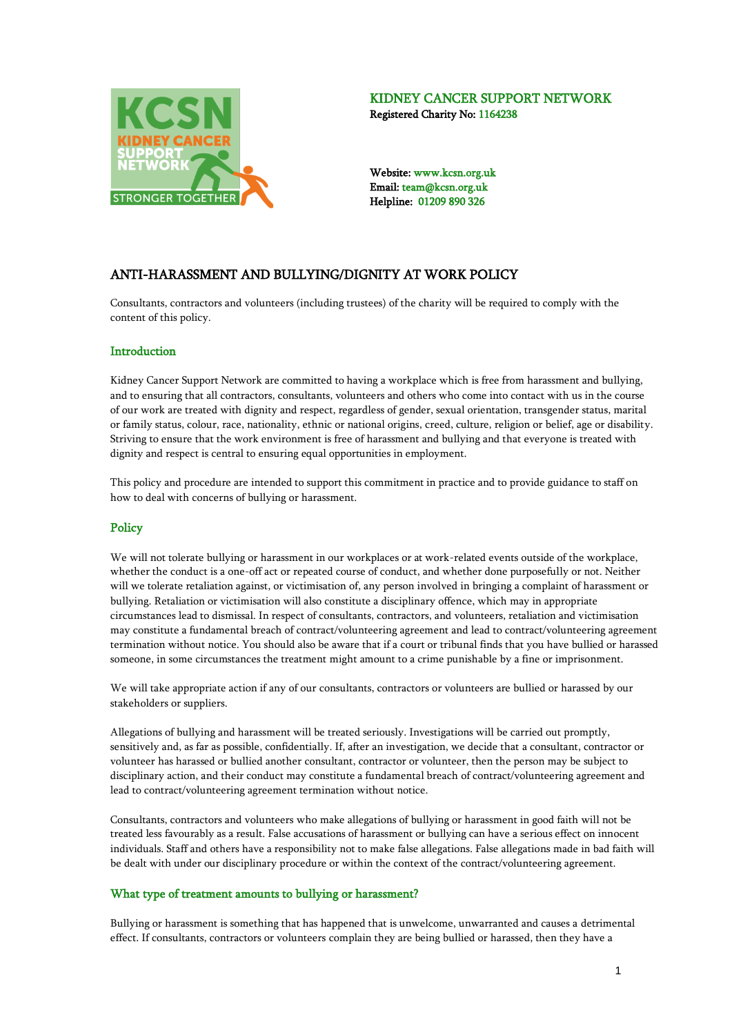KIDNEY CANCER SUPPORT NETWORK
Registered Charity No: 1164238

Website: www.kcsn.org.uk
Email: team@kcsn.org.uk
Helpline: 01209 890 326

# ANTI-HARASSMENT AND BULLYING/DIGNITY AT WORK POLICY

Consultants, contractors and volunteers (including trustees) of the charity will be required to comply with the content of this policy.

## Introduction

Kidney Cancer Support Network are committed to having a workplace which is free from harassment and bullying, and to ensuring that all contractors, consultants, volunteers and others who come into contact with us in the course of our work are treated with dignity and respect, regardless of gender, sexual orientation, transgender status, marital or family status, colour, race, nationality, ethnic or national origins, creed, culture, religion or belief, age or disability. Striving to ensure that the work environment is free of harassment and bullying and that everyone is treated with dignity and respect is central to ensuring equal opportunities in employment.

This policy and procedure are intended to support this commitment in practice and to provide guidance to staff on how to deal with concerns of bullying or harassment.

## Policy

We will not tolerate bullying or harassment in our workplaces or at work-related events outside of the workplace, whether the conduct is a one-off act or repeated course of conduct, and whether done purposefully or not. Neither will we tolerate retaliation against, or victimisation of, any person involved in bringing a complaint of harassment or bullying. Retaliation or victimisation will also constitute a disciplinary offence, which may in appropriate circumstances lead to dismissal. In respect of consultants, contractors, and volunteers, retaliation and victimisation may constitute a fundamental breach of contract/volunteering agreement and lead to contract/volunteering agreement termination without notice. You should also be aware that if a court or tribunal finds that you have bullied or harassed someone, in some circumstances the treatment might amount to a crime punishable by a fine or imprisonment.

We will take appropriate action if any of our consultants, contractors or volunteers are bullied or harassed by our stakeholders or suppliers.

Allegations of bullying and harassment will be treated seriously. Investigations will be carried out promptly, sensitively and, as far as possible, confidentially. If, after an investigation, we decide that a consultant, contractor or volunteer has harassed or bullied another consultant, contractor or volunteer, then the person may be subject to disciplinary action, and their conduct may constitute a fundamental breach of contract/volunteering agreement and lead to contract/volunteering agreement termination without notice.

Consultants, contractors and volunteers who make allegations of bullying or harassment in good faith will not be treated less favourably as a result. False accusations of harassment or bullying can have a serious effect on innocent individuals. Staff and others have a responsibility not to make false allegations. False allegations made in bad faith will be dealt with under our disciplinary procedure or within the context of the contract/volunteering agreement.

## What type of treatment amounts to bullying or harassment?

Bullying or harassment is something that has happened that is unwelcome, unwarranted and causes a detrimental effect. If consultants, contractors or volunteers complain they are being bullied or harassed, then they have a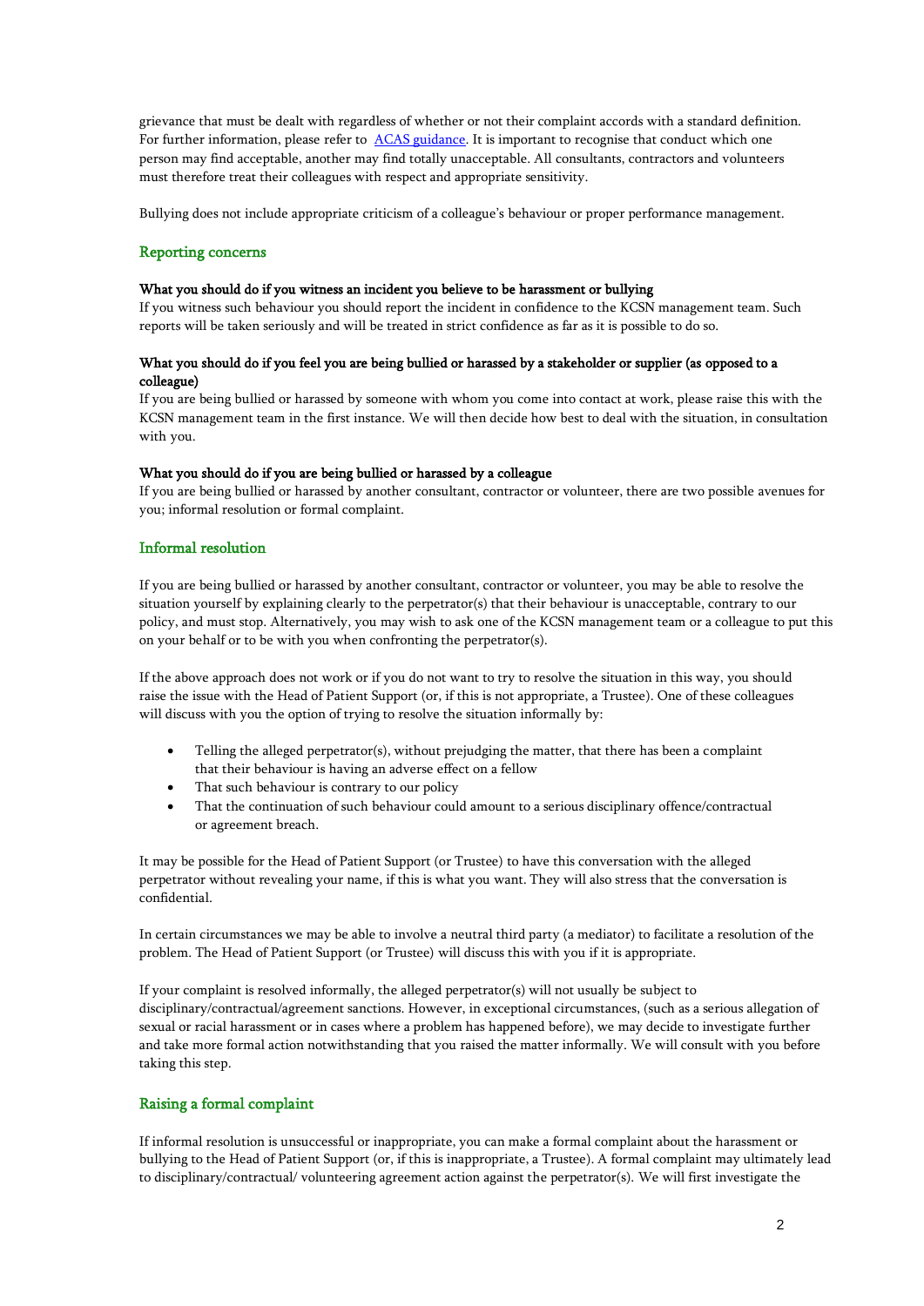grievance that must be dealt with regardless of whether or not their complaint accords with a standard definition. For further information, please refer to [ACAS guidance](). It is important to recognise that conduct which one person may find acceptable, another may find totally unacceptable. All consultants, contractors and volunteers must therefore treat their colleagues with respect and appropriate sensitivity.

Bullying does not include appropriate criticism of a colleague's behaviour or proper performance management.

## Reporting concerns

**What you should do if you witness an incident you believe to be harassment or bullying**

If you witness such behaviour you should report the incident in confidence to the KCSN management team. Such reports will be taken seriously and will be treated in strict confidence as far as it is possible to do so.

**What you should do if you feel you are being bullied or harassed by a stakeholder or supplier (as opposed to a colleague)**

If you are being bullied or harassed by someone with whom you come into contact at work, please raise this with the KCSN management team in the first instance. We will then decide how best to deal with the situation, in consultation with you.

**What you should do if you are being bullied or harassed by a colleague**

If you are being bullied or harassed by another consultant, contractor or volunteer, there are two possible avenues for you; informal resolution or formal complaint.

## Informal resolution

If you are being bullied or harassed by another consultant, contractor or volunteer, you may be able to resolve the situation yourself by explaining clearly to the perpetrator(s) that their behaviour is unacceptable, contrary to our policy, and must stop. Alternatively, you may wish to ask one of the KCSN management team or a colleague to put this on your behalf or to be with you when confronting the perpetrator(s).

If the above approach does not work or if you do not want to try to resolve the situation in this way, you should raise the issue with the Head of Patient Support (or, if this is not appropriate, a Trustee). One of these colleagues will discuss with you the option of trying to resolve the situation informally by:

- Telling the alleged perpetrator(s), without prejudging the matter, that there has been a complaint that their behaviour is having an adverse effect on a fellow
- That such behaviour is contrary to our policy
- That the continuation of such behaviour could amount to a serious disciplinary offence/contractual or agreement breach.

It may be possible for the Head of Patient Support (or Trustee) to have this conversation with the alleged perpetrator without revealing your name, if this is what you want. They will also stress that the conversation is confidential.

In certain circumstances we may be able to involve a neutral third party (a mediator) to facilitate a resolution of the problem. The Head of Patient Support (or Trustee) will discuss this with you if it is appropriate.

If your complaint is resolved informally, the alleged perpetrator(s) will not usually be subject to disciplinary/contractual/agreement sanctions. However, in exceptional circumstances, (such as a serious allegation of sexual or racial harassment or in cases where a problem has happened before), we may decide to investigate further and take more formal action notwithstanding that you raised the matter informally. We will consult with you before taking this step.

## Raising a formal complaint

If informal resolution is unsuccessful or inappropriate, you can make a formal complaint about the harassment or bullying to the Head of Patient Support (or, if this is inappropriate, a Trustee). A formal complaint may ultimately lead to disciplinary/contractual/ volunteering agreement action against the perpetrator(s). We will first investigate the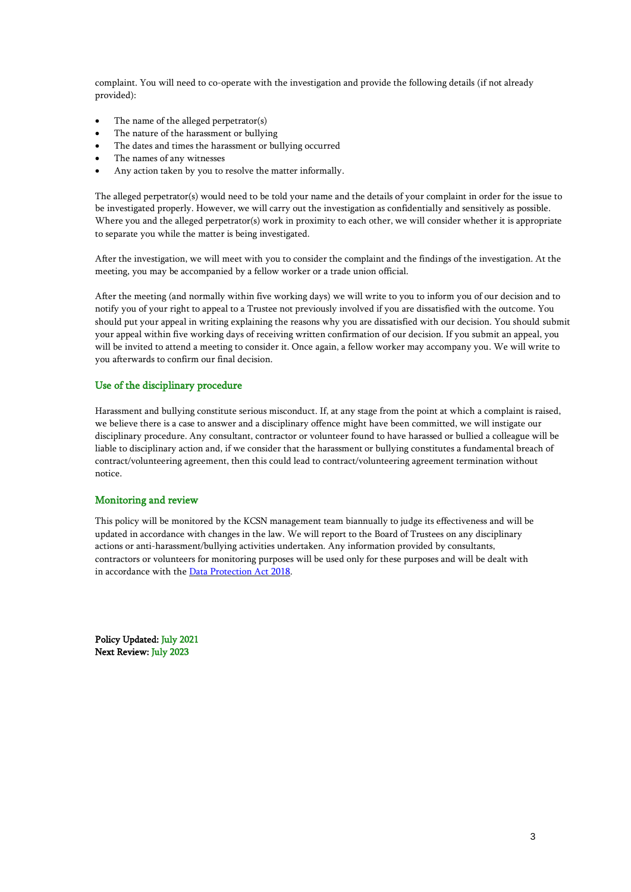complaint. You will need to co-operate with the investigation and provide the following details (if not already provided):

- The name of the alleged perpetrator(s)
- The nature of the harassment or bullying
- The dates and times the harassment or bullying occurred
- The names of any witnesses
- Any action taken by you to resolve the matter informally.

The alleged perpetrator(s) would need to be told your name and the details of your complaint in order for the issue to be investigated properly. However, we will carry out the investigation as confidentially and sensitively as possible. Where you and the alleged perpetrator(s) work in proximity to each other, we will consider whether it is appropriate to separate you while the matter is being investigated.

After the investigation, we will meet with you to consider the complaint and the findings of the investigation. At the meeting, you may be accompanied by a fellow worker or a trade union official.

After the meeting (and normally within five working days) we will write to you to inform you of our decision and to notify you of your right to appeal to a Trustee not previously involved if you are dissatisfied with the outcome. You should put your appeal in writing explaining the reasons why you are dissatisfied with our decision. You should submit your appeal within five working days of receiving written confirmation of our decision. If you submit an appeal, you will be invited to attend a meeting to consider it. Once again, a fellow worker may accompany you. We will write to you afterwards to confirm our final decision.

## Use of the disciplinary procedure

Harassment and bullying constitute serious misconduct. If, at any stage from the point at which a complaint is raised, we believe there is a case to answer and a disciplinary offence might have been committed, we will instigate our disciplinary procedure. Any consultant, contractor or volunteer found to have harassed or bullied a colleague will be liable to disciplinary action and, if we consider that the harassment or bullying constitutes a fundamental breach of contract/volunteering agreement, then this could lead to contract/volunteering agreement termination without notice.

## Monitoring and review

This policy will be monitored by the KCSN management team biannually to judge its effectiveness and will be updated in accordance with changes in the law. We will report to the Board of Trustees on any disciplinary actions or anti-harassment/bullying activities undertaken. Any information provided by consultants, contractors or volunteers for monitoring purposes will be used only for these purposes and will be dealt with in accordance with the Data Protection Act 2018.

**Policy Updated:** July 2021
**Next Review:** July 2023